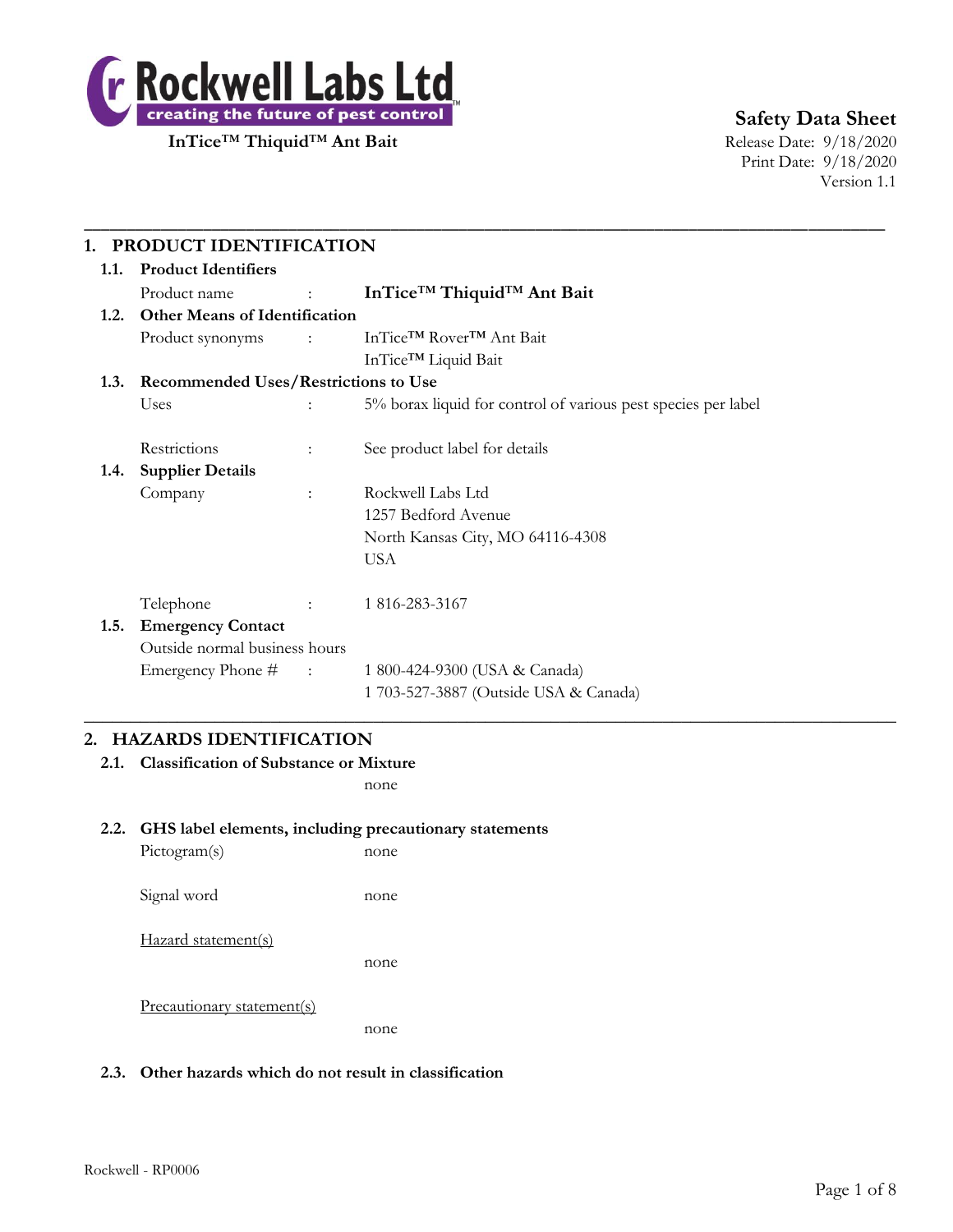**Rockwell Labs Ltd**
**creating the future of pest control™**

**InTice™ Thiquid™ Ant Bait**

**Safety Data Sheet**
Release Date: 9/18/2020
Print Date: 9/18/2020
Version 1.1

---

## 1. PRODUCT IDENTIFICATION

### 1.1. Product Identifiers

Product name : **InTice™ Thiquid™ Ant Bait**

### 1.2. Other Means of Identification

Product synonyms : InTice™ Rover™ Ant Bait
InTice™ Liquid Bait

### 1.3. Recommended Uses/Restrictions to Use

Uses : 5% borax liquid for control of various pest species per label

Restrictions : See product label for details

### 1.4. Supplier Details

Company : Rockwell Labs Ltd
1257 Bedford Avenue
North Kansas City, MO 64116-4308
USA

Telephone : 1 816-283-3167

### 1.5. Emergency Contact

Outside normal business hours

Emergency Phone # : 1 800-424-9300 (USA & Canada)
1 703-527-3887 (Outside USA & Canada)

---

## 2. HAZARDS IDENTIFICATION

### 2.1. Classification of Substance or Mixture

none

### 2.2. GHS label elements, including precautionary statements

Pictogram(s) none

Signal word none

Hazard statement(s)

none

Precautionary statement(s)

none

### 2.3. Other hazards which do not result in classification

Rockwell - RP0006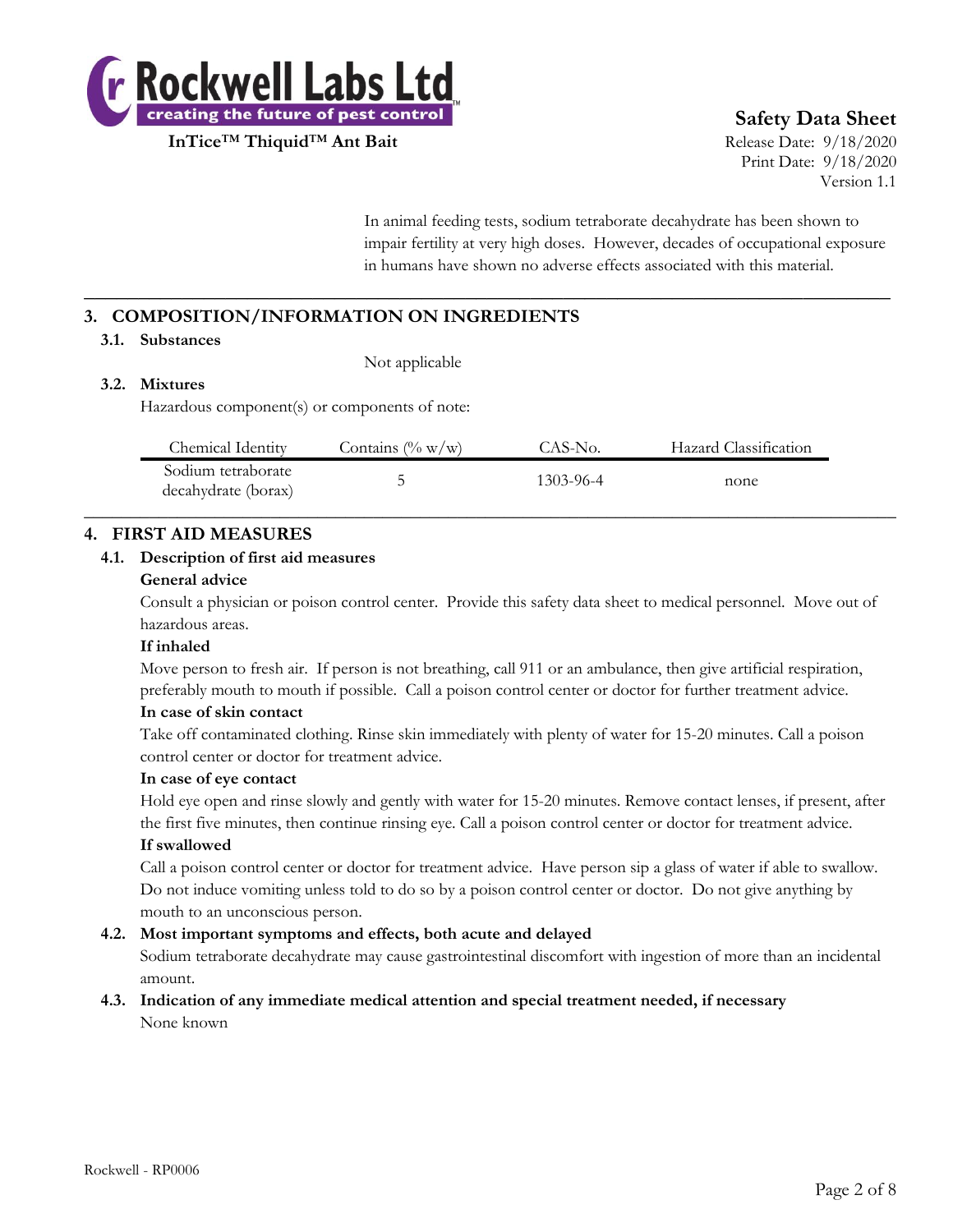In animal feeding tests, sodium tetraborate decahydrate has been shown to impair fertility at very high doses. However, decades of occupational exposure in humans have shown no adverse effects associated with this material.

## 3. COMPOSITION/INFORMATION ON INGREDIENTS

### 3.1. Substances

Not applicable

### 3.2. Mixtures

Hazardous component(s) or components of note:

| Chemical Identity | Contains (% w/w) | CAS-No. | Hazard Classification |
| --- | --- | --- | --- |
| Sodium tetraborate decahydrate (borax) | 5 | 1303-96-4 | none |

## 4. FIRST AID MEASURES

### 4.1. Description of first aid measures

**General advice**

Consult a physician or poison control center. Provide this safety data sheet to medical personnel. Move out of hazardous areas.

**If inhaled**

Move person to fresh air. If person is not breathing, call 911 or an ambulance, then give artificial respiration, preferably mouth to mouth if possible. Call a poison control center or doctor for further treatment advice.

**In case of skin contact**

Take off contaminated clothing. Rinse skin immediately with plenty of water for 15-20 minutes. Call a poison control center or doctor for treatment advice.

**In case of eye contact**

Hold eye open and rinse slowly and gently with water for 15-20 minutes. Remove contact lenses, if present, after the first five minutes, then continue rinsing eye. Call a poison control center or doctor for treatment advice.

**If swallowed**

Call a poison control center or doctor for treatment advice. Have person sip a glass of water if able to swallow. Do not induce vomiting unless told to do so by a poison control center or doctor. Do not give anything by mouth to an unconscious person.

### 4.2. Most important symptoms and effects, both acute and delayed

Sodium tetraborate decahydrate may cause gastrointestinal discomfort with ingestion of more than an incidental amount.

### 4.3. Indication of any immediate medical attention and special treatment needed, if necessary

None known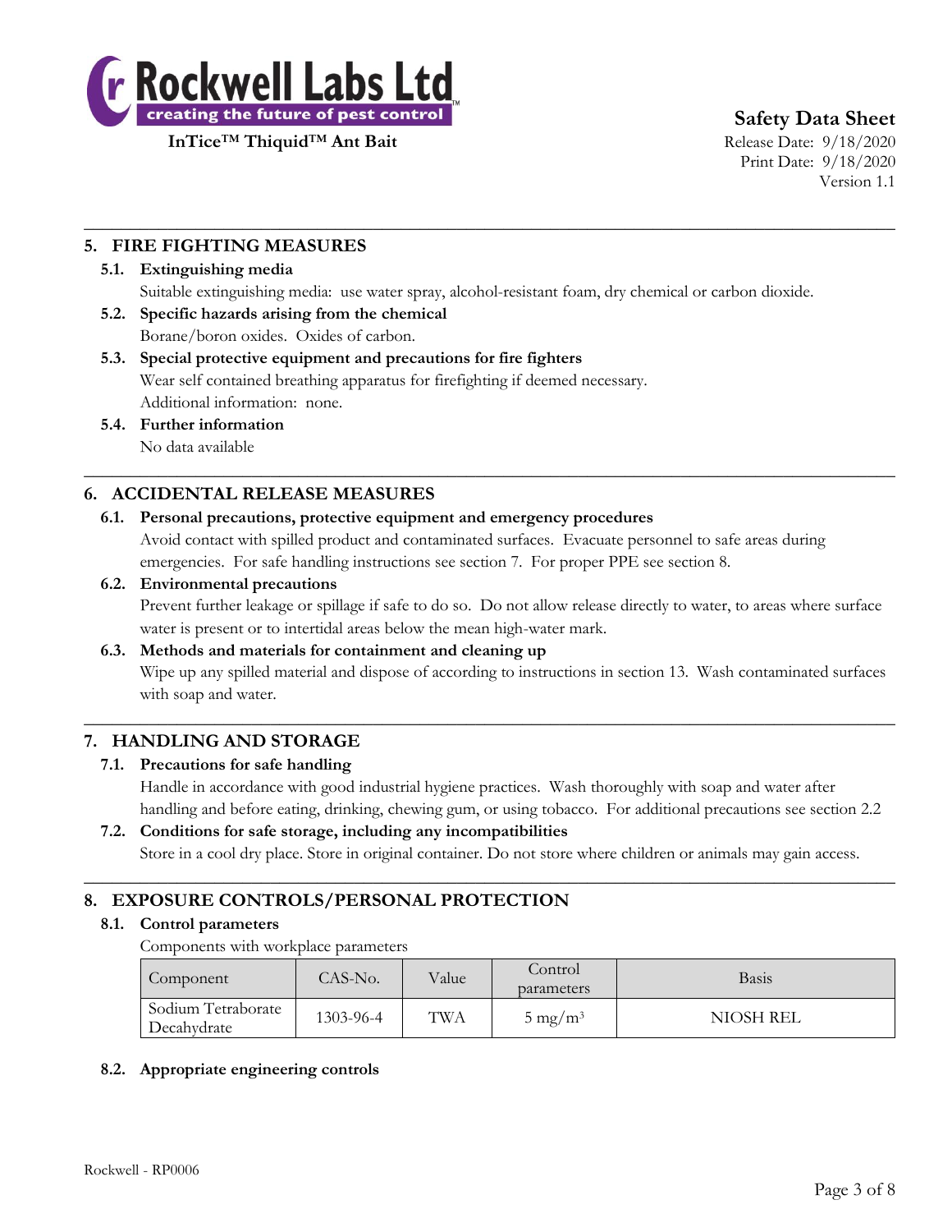## 5. FIRE FIGHTING MEASURES

### 5.1. Extinguishing media

Suitable extinguishing media: use water spray, alcohol-resistant foam, dry chemical or carbon dioxide.

### 5.2. Specific hazards arising from the chemical

Borane/boron oxides. Oxides of carbon.

### 5.3. Special protective equipment and precautions for fire fighters

Wear self contained breathing apparatus for firefighting if deemed necessary.

Additional information: none.

### 5.4. Further information

No data available

## 6. ACCIDENTAL RELEASE MEASURES

### 6.1. Personal precautions, protective equipment and emergency procedures

Avoid contact with spilled product and contaminated surfaces. Evacuate personnel to safe areas during emergencies. For safe handling instructions see section 7. For proper PPE see section 8.

### 6.2. Environmental precautions

Prevent further leakage or spillage if safe to do so. Do not allow release directly to water, to areas where surface water is present or to intertidal areas below the mean high-water mark.

### 6.3. Methods and materials for containment and cleaning up

Wipe up any spilled material and dispose of according to instructions in section 13. Wash contaminated surfaces with soap and water.

## 7. HANDLING AND STORAGE

### 7.1. Precautions for safe handling

Handle in accordance with good industrial hygiene practices. Wash thoroughly with soap and water after handling and before eating, drinking, chewing gum, or using tobacco. For additional precautions see section 2.2

### 7.2. Conditions for safe storage, including any incompatibilities

Store in a cool dry place. Store in original container. Do not store where children or animals may gain access.

## 8. EXPOSURE CONTROLS/PERSONAL PROTECTION

### 8.1. Control parameters

Components with workplace parameters

| Component | CAS-No. | Value | Control parameters | Basis |
|---|---|---|---|---|
| Sodium Tetraborate Decahydrate | 1303-96-4 | TWA | 5 $mg/m^3$ | NIOSH REL |

### 8.2. Appropriate engineering controls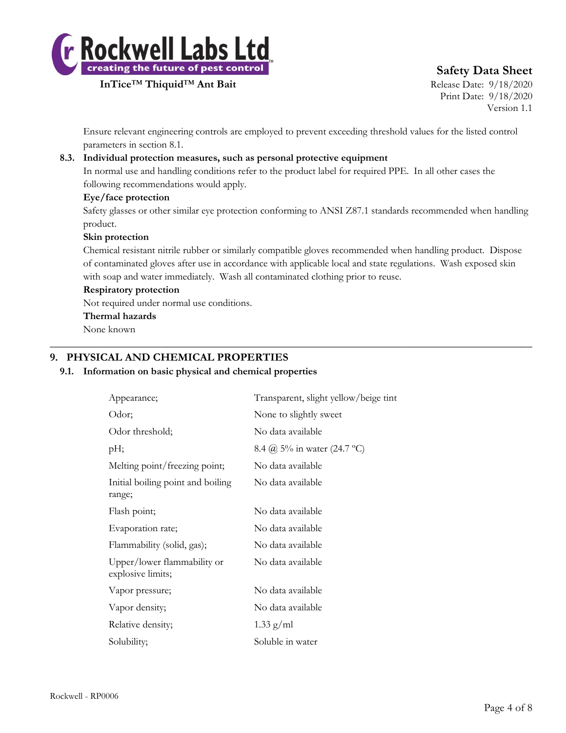Ensure relevant engineering controls are employed to prevent exceeding threshold values for the listed control parameters in section 8.1.

### 8.3. Individual protection measures, such as personal protective equipment

In normal use and handling conditions refer to the product label for required PPE. In all other cases the following recommendations would apply.

**Eye/face protection**

Safety glasses or other similar eye protection conforming to ANSI Z87.1 standards recommended when handling product.

**Skin protection**

Chemical resistant nitrile rubber or similarly compatible gloves recommended when handling product. Dispose of contaminated gloves after use in accordance with applicable local and state regulations. Wash exposed skin with soap and water immediately. Wash all contaminated clothing prior to reuse.

**Respiratory protection**

Not required under normal use conditions.

**Thermal hazards**

None known

---

## 9. PHYSICAL AND CHEMICAL PROPERTIES

### 9.1. Information on basic physical and chemical properties

| | |
|---|---|
| Appearance; | Transparent, slight yellow/beige tint |
| Odor; | None to slightly sweet |
| Odor threshold; | No data available |
| pH; | 8.4 @ 5% in water (24.7 ºC) |
| Melting point/freezing point; | No data available |
| Initial boiling point and boiling range; | No data available |
| Flash point; | No data available |
| Evaporation rate; | No data available |
| Flammability (solid, gas); | No data available |
| Upper/lower flammability or explosive limits; | No data available |
| Vapor pressure; | No data available |
| Vapor density; | No data available |
| Relative density; | 1.33 g/ml |
| Solubility; | Soluble in water |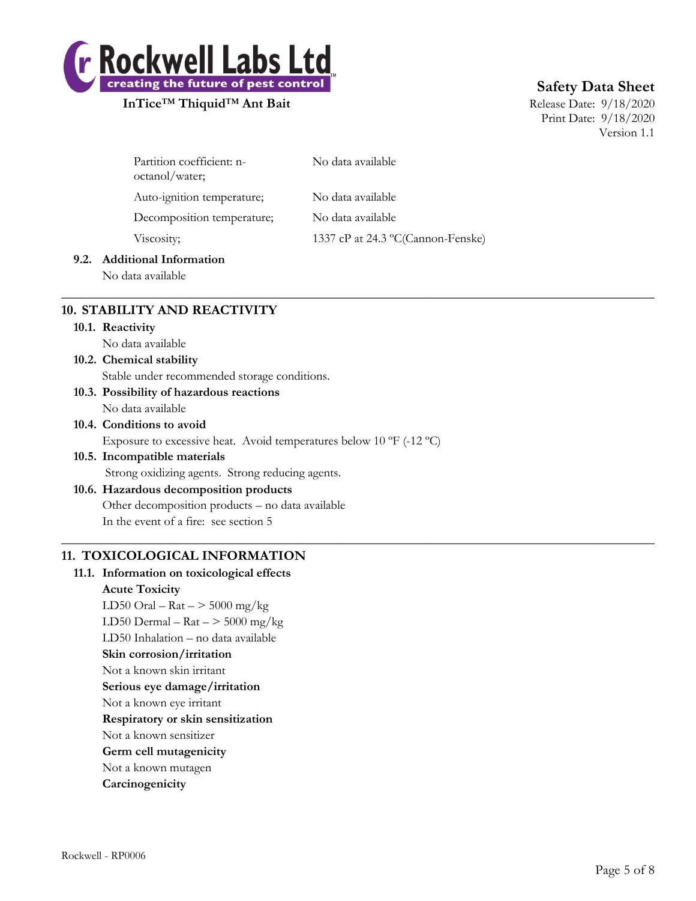| | |
|---|---|
| Partition coefficient: n-octanol/water; | No data available |
| Auto-ignition temperature; | No data available |
| Decomposition temperature; | No data available |
| Viscosity; | 1337 cP at 24.3 ºC(Cannon-Fenske) |

**9.2. Additional Information**

No data available

## 10. STABILITY AND REACTIVITY

**10.1. Reactivity**

No data available

**10.2. Chemical stability**

Stable under recommended storage conditions.

**10.3. Possibility of hazardous reactions**

No data available

**10.4. Conditions to avoid**

Exposure to excessive heat. Avoid temperatures below 10 ºF (-12 ºC)

**10.5. Incompatible materials**

Strong oxidizing agents. Strong reducing agents.

**10.6. Hazardous decomposition products**

Other decomposition products – no data available

In the event of a fire: see section 5

## 11. TOXICOLOGICAL INFORMATION

**11.1. Information on toxicological effects**

**Acute Toxicity**

LD50 Oral – Rat – > 5000 mg/kg

LD50 Dermal – Rat – > 5000 mg/kg

LD50 Inhalation – no data available

**Skin corrosion/irritation**

Not a known skin irritant

**Serious eye damage/irritation**

Not a known eye irritant

**Respiratory or skin sensitization**

Not a known sensitizer

**Germ cell mutagenicity**

Not a known mutagen

**Carcinogenicity**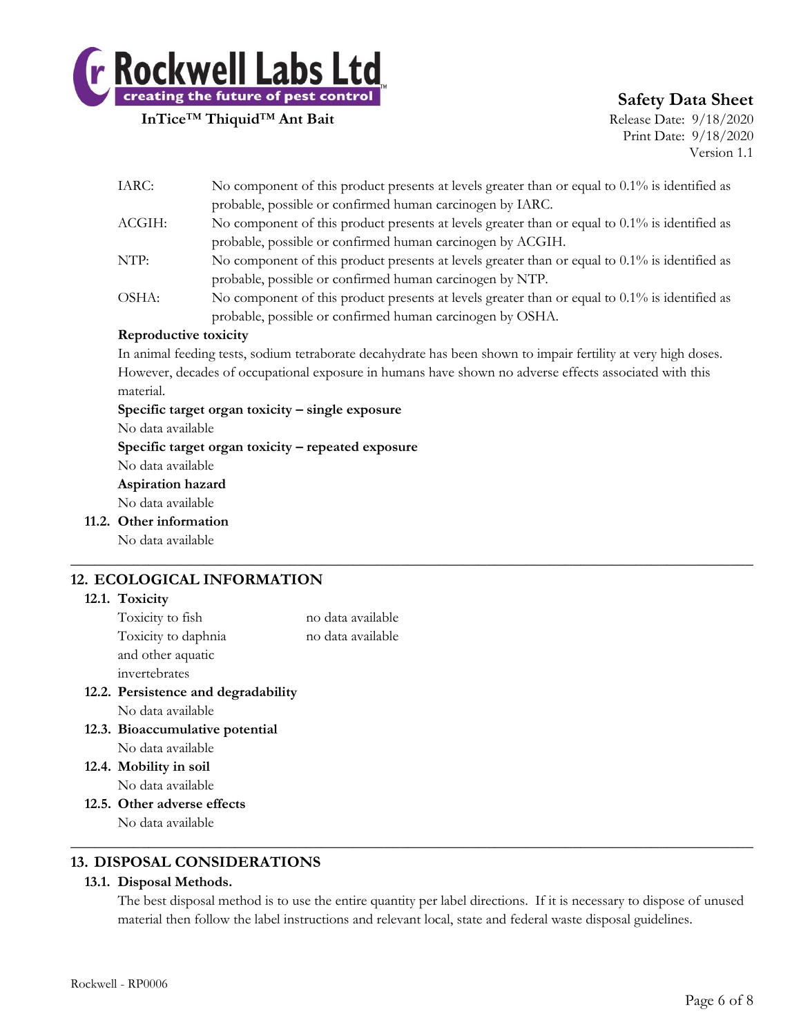| | |
|---|---|
| IARC: | No component of this product presents at levels greater than or equal to 0.1% is identified as probable, possible or confirmed human carcinogen by IARC. |
| ACGIH: | No component of this product presents at levels greater than or equal to 0.1% is identified as probable, possible or confirmed human carcinogen by ACGIH. |
| NTP: | No component of this product presents at levels greater than or equal to 0.1% is identified as probable, possible or confirmed human carcinogen by NTP. |
| OSHA: | No component of this product presents at levels greater than or equal to 0.1% is identified as probable, possible or confirmed human carcinogen by OSHA. |

**Reproductive toxicity**

In animal feeding tests, sodium tetraborate decahydrate has been shown to impair fertility at very high doses. However, decades of occupational exposure in humans have shown no adverse effects associated with this material.

**Specific target organ toxicity – single exposure**

No data available

**Specific target organ toxicity – repeated exposure**

No data available

**Aspiration hazard**

No data available

### 11.2. Other information

No data available

## 12. ECOLOGICAL INFORMATION

### 12.1. Toxicity

| | |
|---|---|
| Toxicity to fish | no data available |
| Toxicity to daphnia and other aquatic invertebrates | no data available |

### 12.2. Persistence and degradability

No data available

### 12.3. Bioaccumulative potential

No data available

### 12.4. Mobility in soil

No data available

### 12.5. Other adverse effects

No data available

## 13. DISPOSAL CONSIDERATIONS

### 13.1. Disposal Methods.

The best disposal method is to use the entire quantity per label directions. If it is necessary to dispose of unused material then follow the label instructions and relevant local, state and federal waste disposal guidelines.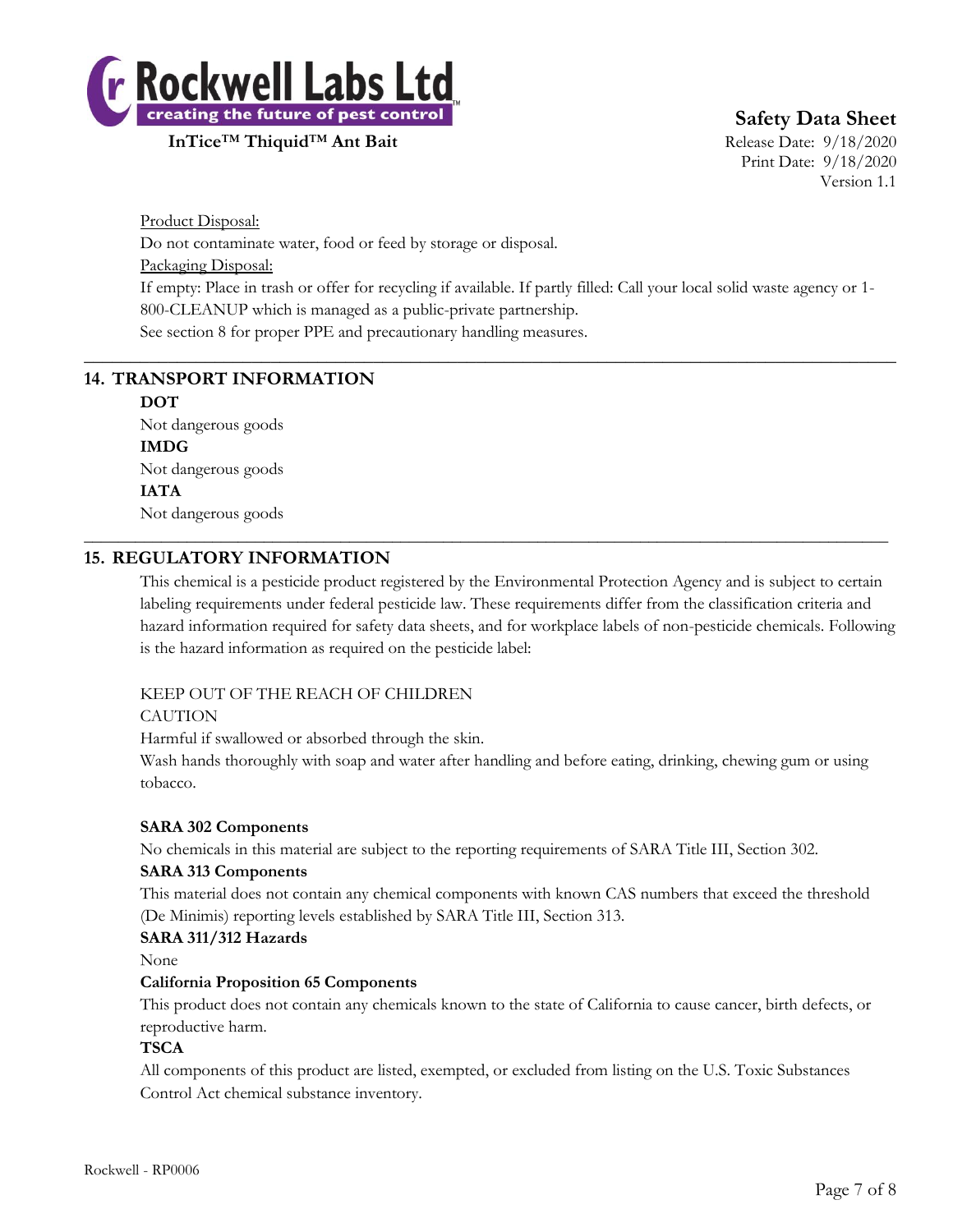Product Disposal:

Do not contaminate water, food or feed by storage or disposal.

Packaging Disposal:

If empty: Place in trash or offer for recycling if available. If partly filled: Call your local solid waste agency or 1-800-CLEANUP which is managed as a public-private partnership.

See section 8 for proper PPE and precautionary handling measures.

---

## 14. TRANSPORT INFORMATION

**DOT**

Not dangerous goods

**IMDG**

Not dangerous goods

**IATA**

Not dangerous goods

---

## 15. REGULATORY INFORMATION

This chemical is a pesticide product registered by the Environmental Protection Agency and is subject to certain labeling requirements under federal pesticide law. These requirements differ from the classification criteria and hazard information required for safety data sheets, and for workplace labels of non-pesticide chemicals. Following is the hazard information as required on the pesticide label:

KEEP OUT OF THE REACH OF CHILDREN

CAUTION

Harmful if swallowed or absorbed through the skin.

Wash hands thoroughly with soap and water after handling and before eating, drinking, chewing gum or using tobacco.

**SARA 302 Components**

No chemicals in this material are subject to the reporting requirements of SARA Title III, Section 302.

**SARA 313 Components**

This material does not contain any chemical components with known CAS numbers that exceed the threshold (De Minimis) reporting levels established by SARA Title III, Section 313.

**SARA 311/312 Hazards**

None

**California Proposition 65 Components**

This product does not contain any chemicals known to the state of California to cause cancer, birth defects, or reproductive harm.

**TSCA**

All components of this product are listed, exempted, or excluded from listing on the U.S. Toxic Substances Control Act chemical substance inventory.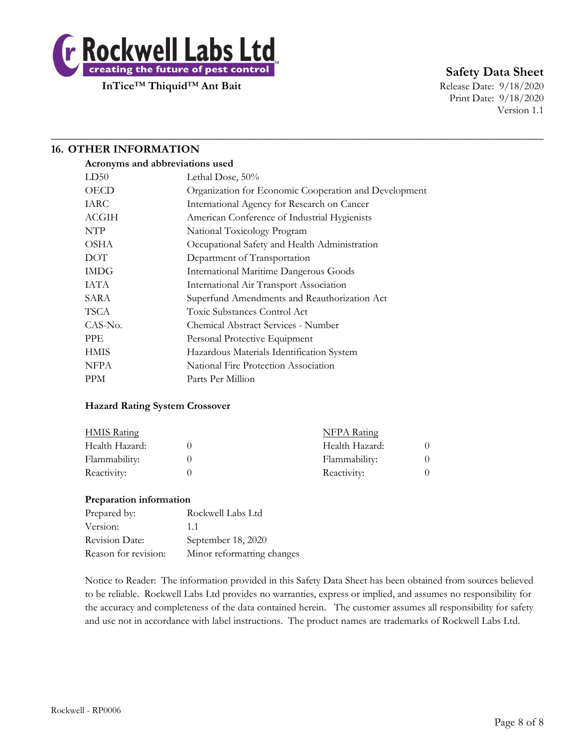## 16. OTHER INFORMATION

**Acronyms and abbreviations used**

| | |
|---|---|
| LD50 | Lethal Dose, 50% |
| OECD | Organization for Economic Cooperation and Development |
| IARC | International Agency for Research on Cancer |
| ACGIH | American Conference of Industrial Hygienists |
| NTP | National Toxicology Program |
| OSHA | Occupational Safety and Health Administration |
| DOT | Department of Transportation |
| IMDG | International Maritime Dangerous Goods |
| IATA | International Air Transport Association |
| SARA | Superfund Amendments and Reauthorization Act |
| TSCA | Toxic Substances Control Act |
| CAS-No. | Chemical Abstract Services - Number |
| PPE | Personal Protective Equipment |
| HMIS | Hazardous Materials Identification System |
| NFPA | National Fire Protection Association |
| PPM | Parts Per Million |

**Hazard Rating System Crossover**

| HMIS Rating | | NFPA Rating | |
|---|---|---|---|
| Health Hazard: | 0 | Health Hazard: | 0 |
| Flammability: | 0 | Flammability: | 0 |
| Reactivity: | 0 | Reactivity: | 0 |

**Preparation information**

| | |
|---|---|
| Prepared by: | Rockwell Labs Ltd |
| Version: | 1.1 |
| Revision Date: | September 18, 2020 |
| Reason for revision: | Minor reformatting changes |

Notice to Reader: The information provided in this Safety Data Sheet has been obtained from sources believed to be reliable. Rockwell Labs Ltd provides no warranties, express or implied, and assumes no responsibility for the accuracy and completeness of the data contained herein. The customer assumes all responsibility for safety and use not in accordance with label instructions. The product names are trademarks of Rockwell Labs Ltd.